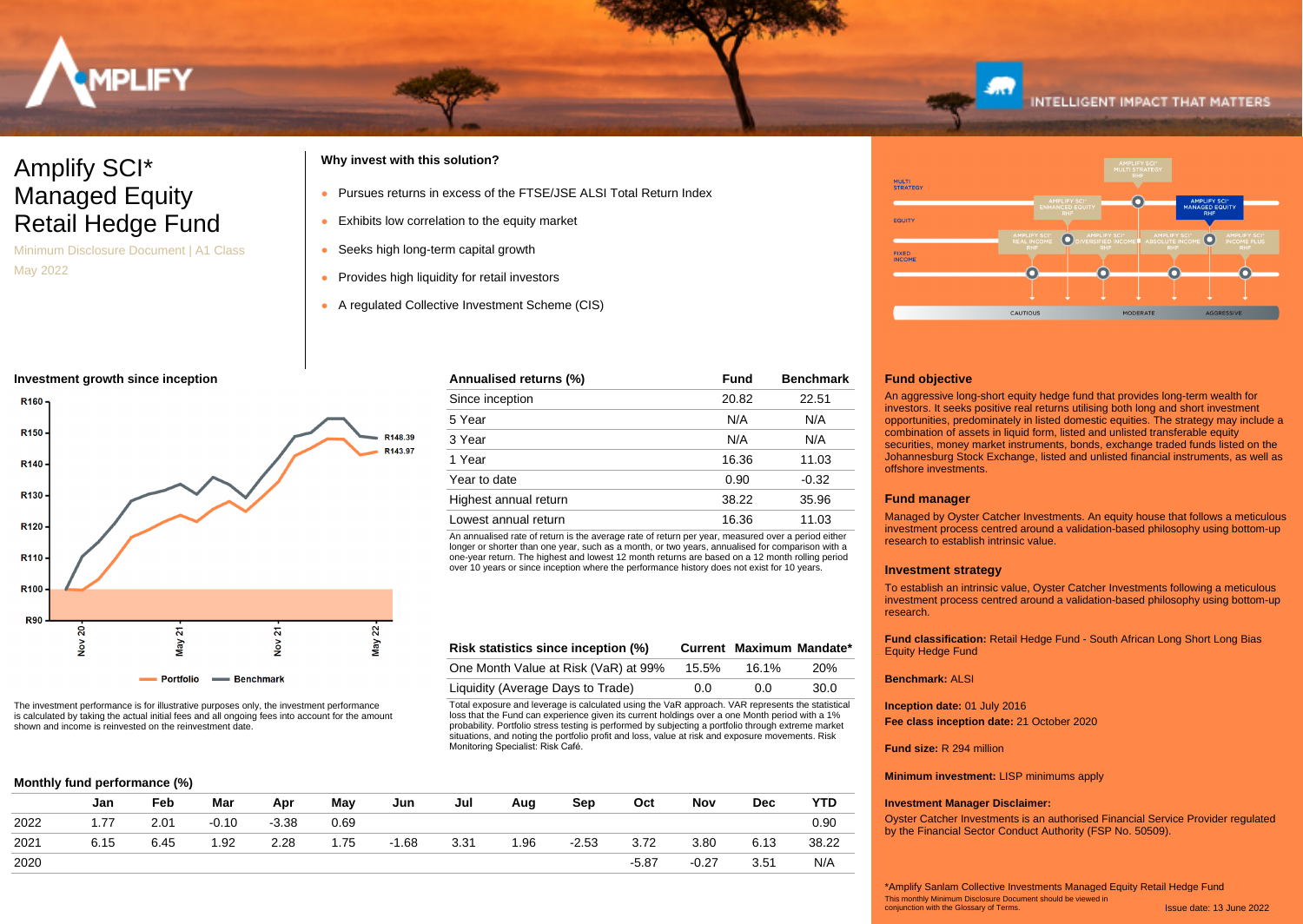# Amplify SCI* Managed Equity Retail Hedge Fund

Minimum Disclosure Document | A1 Class

May 2022

**Why invest with this solution?**

- Pursues returns in excess of the FTSE/JSE ALSI Total Return Index
- Exhibits low correlation to the equity market
- Seeks high long-term capital growth
- Provides high liquidity for retail investors
- A regulated Collective Investment Scheme (CIS)

### Investment growth since inception

The investment performance is for illustrative purposes only, the investment performance is calculated by taking the actual initial fees and all ongoing fees into account for the amount shown and income is reinvested on the reinvestment date.

| Annualised returns (%) | Fund | Benchmark |
|---|---|---|
| Since inception | 20.82 | 22.51 |
| 5 Year | N/A | N/A |
| 3 Year | N/A | N/A |
| 1 Year | 16.36 | 11.03 |
| Year to date | 0.90 | -0.32 |
| Highest annual return | 38.22 | 35.96 |
| Lowest annual return | 16.36 | 11.03 |

An annualised rate of return is the average rate of return per year, measured over a period either longer or shorter than one year, such as a month, or two years, annualised for comparison with a one-year return. The highest and lowest 12 month returns are based on a 12 month rolling period over 10 years or since inception where the performance history does not exist for 10 years.

| Risk statistics since inception (%) | Current | Maximum | Mandate* |
|---|---|---|---|
| One Month Value at Risk (VaR) at 99% | 15.5% | 16.1% | 20% |
| Liquidity (Average Days to Trade) | 0.0 | 0.0 | 30.0 |

Total exposure and leverage is calculated using the VaR approach. VAR represents the statistical loss that the Fund can experience given its current holdings over a one Month period with a 1% probability. Portfolio stress testing is performed by subjecting a portfolio through extreme market situations, and noting the portfolio profit and loss, value at risk and exposure movements. Risk Monitoring Specialist: Risk Café.

### Monthly fund performance (%)

| | Jan | Feb | Mar | Apr | May | Jun | Jul | Aug | Sep | Oct | Nov | Dec | YTD |
|---|---|---|---|---|---|---|---|---|---|---|---|---|---|
| 2022 | 1.77 | 2.01 | -0.10 | -3.38 | 0.69 | | | | | | | | 0.90 |
| 2021 | 6.15 | 6.45 | 1.92 | 2.28 | 1.75 | -1.68 | 3.31 | 1.96 | -2.53 | 3.72 | 3.80 | 6.13 | 38.22 |
| 2020 | | | | | | | | | | -5.87 | -0.27 | 3.51 | N/A |

### Fund objective

An aggressive long-short equity hedge fund that provides long-term wealth for investors. It seeks positive real returns utilising both long and short investment opportunities, predominately in listed domestic equities. The strategy may include a combination of assets in liquid form, listed and unlisted transferable equity securities, money market instruments, bonds, exchange traded funds listed on the Johannesburg Stock Exchange, listed and unlisted financial instruments, as well as offshore investments.

### Fund manager

Managed by Oyster Catcher Investments. An equity house that follows a meticulous investment process centred around a validation-based philosophy using bottom-up research to establish intrinsic value.

### Investment strategy

To establish an intrinsic value, Oyster Catcher Investments following a meticulous investment process centred around a validation-based philosophy using bottom-up research.

**Fund classification:** Retail Hedge Fund - South African Long Short Long Bias Equity Hedge Fund

**Benchmark:** ALSI

**Inception date:** 01 July 2016

**Fee class inception date:** 21 October 2020

**Fund size:** R 294 million

**Minimum investment:** LISP minimums apply

**Investment Manager Disclaimer:**

Oyster Catcher Investments is an authorised Financial Service Provider regulated by the Financial Sector Conduct Authority (FSP No. 50509).

*Amplify Sanlam Collective Investments Managed Equity Retail Hedge Fund

This monthly Minimum Disclosure Document should be viewed in conjunction with the Glossary of Terms.

Issue date: 13 June 2022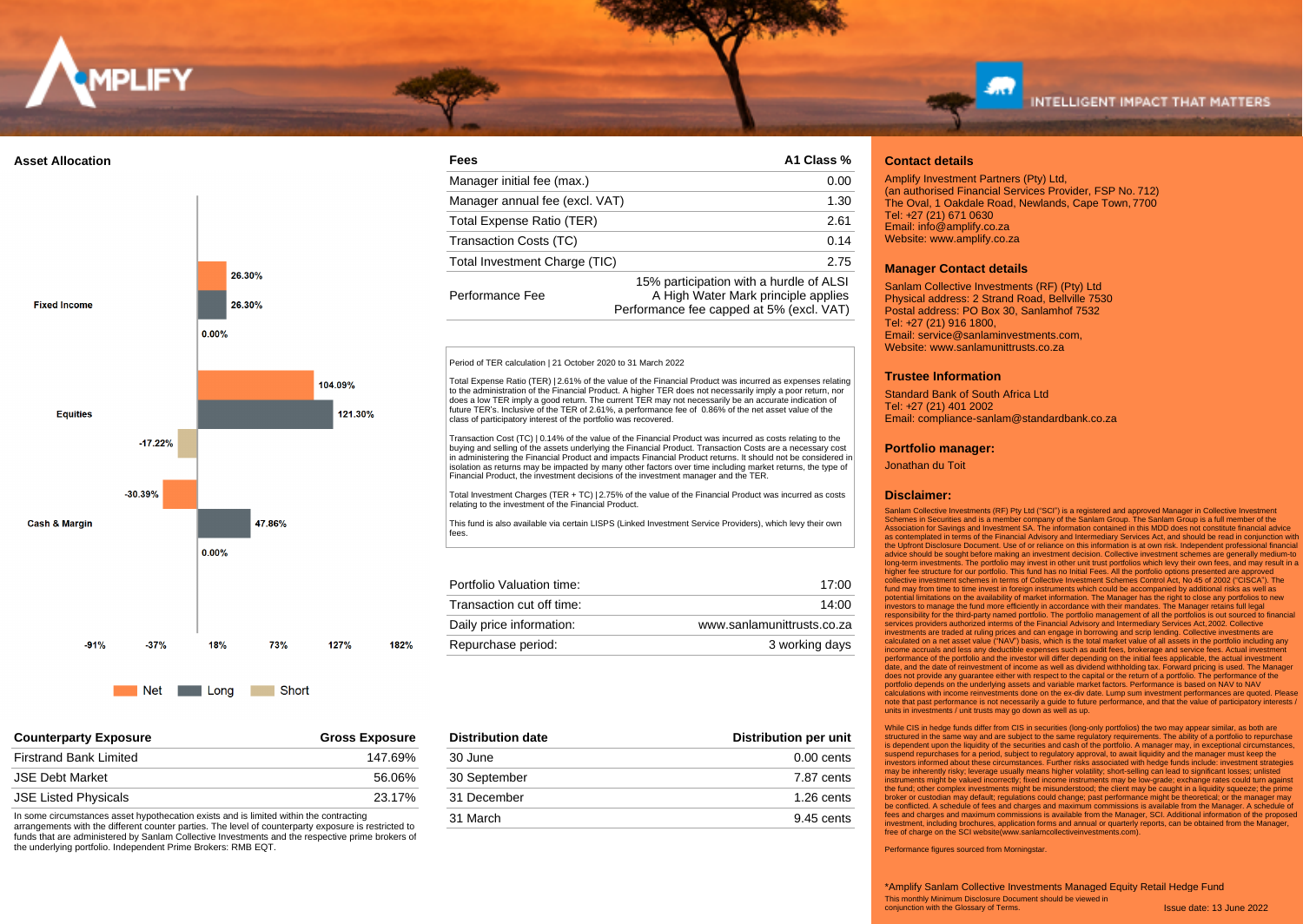## Asset Allocation

Fixed Income
26.30%
26.30%
0.00%

Equities
104.09%
121.30%
-17.22%

Cash & Margin
-30.39%
47.86%
0.00%

-91% -37% 18% 73% 127% 182%

Net Long Short

| Fees | A1 Class % |
|---|---|
| Manager initial fee (max.) | 0.00 |
| Manager annual fee (excl. VAT) | 1.30 |
| Total Expense Ratio (TER) | 2.61 |
| Transaction Costs (TC) | 0.14 |
| Total Investment Charge (TIC) | 2.75 |
| Performance Fee | 15% participation with a hurdle of ALSI<br>A High Water Mark principle applies<br>Performance fee capped at 5% (excl. VAT) |

Period of TER calculation | 21 October 2020 to 31 March 2022

Total Expense Ratio (TER) | 2.61% of the value of the Financial Product was incurred as expenses relating to the administration of the Financial Product. A higher TER does not necessarily imply a poor return, nor does a low TER imply a good return. The current TER may not necessarily be an accurate indication of future TER's. Inclusive of the TER of 2.61%, a performance fee of 0.86% of the net asset value of the class of participatory interest of the portfolio was recovered.

Transaction Cost (TC) | 0.14% of the value of the Financial Product was incurred as costs relating to the buying and selling of the assets underlying the Financial Product. Transaction Costs are a necessary cost in administering the Financial Product and impacts Financial Product returns. It should not be considered in isolation as returns may be impacted by many other factors over time including market returns, the type of Financial Product, the investment decisions of the investment manager and the TER.

Total Investment Charges (TER + TC) | 2.75% of the value of the Financial Product was incurred as costs relating to the investment of the Financial Product.

This fund is also available via certain LISPS (Linked Investment Service Providers), which levy their own fees.

| | |
|---|---|
| Portfolio Valuation time: | 17:00 |
| Transaction cut off time: | 14:00 |
| Daily price information: | www.sanlamunittrusts.co.za |
| Repurchase period: | 3 working days |

| Counterparty Exposure | Gross Exposure |
|---|---|
| Firstrand Bank Limited | 147.69% |
| JSE Debt Market | 56.06% |
| JSE Listed Physicals | 23.17% |

In some circumstances asset hypothecation exists and is limited within the contracting arrangements with the different counter parties. The level of counterparty exposure is restricted to funds that are administered by Sanlam Collective Investments and the respective prime brokers of the underlying portfolio. Independent Prime Brokers: RMB EQT.

| Distribution date | Distribution per unit |
|---|---|
| 30 June | 0.00 cents |
| 30 September | 7.87 cents |
| 31 December | 1.26 cents |
| 31 March | 9.45 cents |

### Contact details

Amplify Investment Partners (Pty) Ltd,
(an authorised Financial Services Provider, FSP No. 712)
The Oval, 1 Oakdale Road, Newlands, Cape Town, 7700
Tel: +27 (21) 671 0630
Email: info@amplify.co.za
Website: www.amplify.co.za

### Manager Contact details

Sanlam Collective Investments (RF) (Pty) Ltd
Physical address: 2 Strand Road, Bellville 7530
Postal address: PO Box 30, Sanlamhof 7532
Tel: +27 (21) 916 1800,
Email: service@sanlaminvestments.com,
Website: www.sanlamunittrusts.co.za

### Trustee Information

Standard Bank of South Africa Ltd
Tel: +27 (21) 401 2002
Email: compliance-sanlam@standardbank.co.za

### Portfolio manager:

Jonathan du Toit

### Disclaimer:

Sanlam Collective Investments (RF) Pty Ltd ("SCI") is a registered and approved Manager in Collective Investment Schemes in Securities and is a member company of the Sanlam Group. The Sanlam Group is a full member of the Association for Savings and Investment SA. The information contained in this MDD does not constitute financial advice as contemplated in terms of the Financial Advisory and Intermediary Services Act, and should be read in conjunction with the Upfront Disclosure Document. Use of or reliance on this information is at own risk. Independent professional financial advice should be sought before making an investment decision. Collective investment schemes are generally medium-to long-term investments. The portfolio may invest in other unit trust portfolios which levy their own fees, and may result in a higher fee structure for our portfolio. This fund has no Initial Fees. All the portfolio options presented are approved collective investment schemes in terms of Collective Investment Schemes Control Act, No 45 of 2002 ("CISCA"). The fund may from time to time invest in foreign instruments which could be accompanied by additional risks as well as potential limitations on the availability of market information. The Manager has the right to close any portfolios to new investors to manage the fund more efficiently in accordance with their mandates. The Manager retains full legal responsibility for the third-party named portfolio. The portfolio management of all the portfolios is out sourced to financial services providers authorized interms of the Financial Advisory and Intermediary Services Act, 2002. Collective investments are traded at ruling prices and can engage in borrowing and scrip lending. Collective investments are calculated on a net asset value ("NAV") basis, which is the total market value of all assets in the portfolio including any income accruals and less any deductible expenses such as audit fees, brokerage and service fees. Actual investment performance of the portfolio and the investor will differ depending on the initial fees applicable, the actual investment date, and the date of reinvestment of income as well as dividend withholding tax. Forward pricing is used. The Manager does not provide any guarantee either with respect to the capital or the return of a portfolio. The performance of the portfolio depends on the underlying assets and variable market factors. Performance is based on NAV to NAV calculations with income reinvestments done on the ex-div date. Lump sum investment performances are quoted. Please note that past performance is not necessarily a guide to future performance, and that the value of participatory interests / units in investments / unit trusts may go down as well as up.

While CIS in hedge funds differ from CIS in securities (long-only portfolios) the two may appear similar, as both are structured in the same way and are subject to the same regulatory requirements. The ability of a portfolio to repurchase is dependent upon the liquidity of the securities and cash of the portfolio. A manager may, in exceptional circumstances, suspend repurchases for a period, subject to regulatory approval, to await liquidity and the manager must keep the investors informed about these circumstances. Further risks associated with hedge funds include: investment strategies may be inherently risky; leverage usually means higher volatility; short-selling can lead to significant losses; unlisted instruments might be valued incorrectly; fixed income instruments may be low-grade; exchange rates could turn against the fund; other complex investments might be misunderstood; the client may be caught in a liquidity squeeze; the prime broker or custodian may default; regulations could change; past performance might be theoretical; or the manager may be conflicted. A schedule of fees and charges and maximum commissions is available from the Manager. A schedule of fees and charges and maximum commissions is available from the Manager, SCI. Additional information of the proposed investment, including brochures, application forms and annual or quarterly reports, can be obtained from the Manager, free of charge on the SCI website(www.sanlamcollectiveinvestments.com).

Performance figures sourced from Morningstar.

*Amplify Sanlam Collective Investments Managed Equity Retail Hedge Fund

This monthly Minimum Disclosure Document should be viewed in conjunction with the Glossary of Terms.

Issue date: 13 June 2022